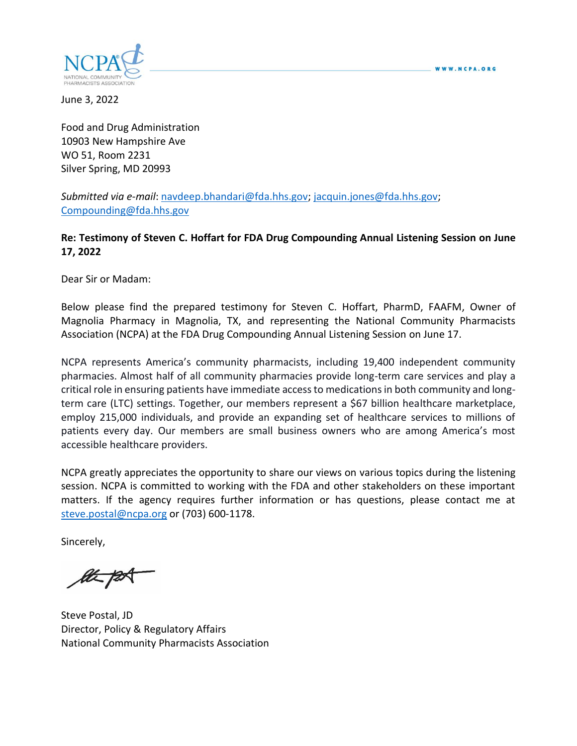June 3, 2022

Food and Drug Administration
10903 New Hampshire Ave
WO 51, Room 2231
Silver Spring, MD 20993

*Submitted via e-mail*: navdeep.bhandari@fda.hhs.gov; jacquin.jones@fda.hhs.gov; Compounding@fda.hhs.gov

**Re: Testimony of Steven C. Hoffart for FDA Drug Compounding Annual Listening Session on June 17, 2022**

Dear Sir or Madam:

Below please find the prepared testimony for Steven C. Hoffart, PharmD, FAAFM, Owner of Magnolia Pharmacy in Magnolia, TX, and representing the National Community Pharmacists Association (NCPA) at the FDA Drug Compounding Annual Listening Session on June 17.

NCPA represents America's community pharmacists, including 19,400 independent community pharmacies. Almost half of all community pharmacies provide long-term care services and play a critical role in ensuring patients have immediate access to medications in both community and long-term care (LTC) settings. Together, our members represent a $67 billion healthcare marketplace, employ 215,000 individuals, and provide an expanding set of healthcare services to millions of patients every day. Our members are small business owners who are among America's most accessible healthcare providers.

NCPA greatly appreciates the opportunity to share our views on various topics during the listening session. NCPA is committed to working with the FDA and other stakeholders on these important matters. If the agency requires further information or has questions, please contact me at steve.postal@ncpa.org or (703) 600-1178.

Sincerely,

Steve Postal, JD
Director, Policy & Regulatory Affairs
National Community Pharmacists Association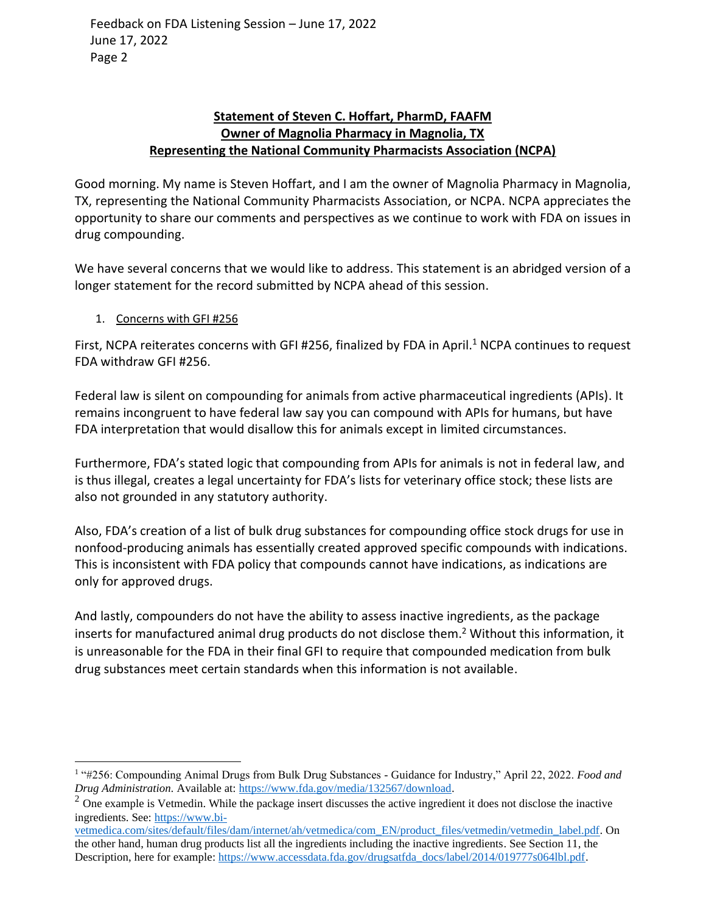**Statement of Steven C. Hoffart, PharmD, FAAFM**
**Owner of Magnolia Pharmacy in Magnolia, TX**
**Representing the National Community Pharmacists Association (NCPA)**

Good morning. My name is Steven Hoffart, and I am the owner of Magnolia Pharmacy in Magnolia, TX, representing the National Community Pharmacists Association, or NCPA. NCPA appreciates the opportunity to share our comments and perspectives as we continue to work with FDA on issues in drug compounding.

We have several concerns that we would like to address. This statement is an abridged version of a longer statement for the record submitted by NCPA ahead of this session.

1. Concerns with GFI #256

First, NCPA reiterates concerns with GFI #256, finalized by FDA in April.[1] NCPA continues to request FDA withdraw GFI #256.

Federal law is silent on compounding for animals from active pharmaceutical ingredients (APIs). It remains incongruent to have federal law say you can compound with APIs for humans, but have FDA interpretation that would disallow this for animals except in limited circumstances.

Furthermore, FDA's stated logic that compounding from APIs for animals is not in federal law, and is thus illegal, creates a legal uncertainty for FDA's lists for veterinary office stock; these lists are also not grounded in any statutory authority.

Also, FDA's creation of a list of bulk drug substances for compounding office stock drugs for use in nonfood-producing animals has essentially created approved specific compounds with indications. This is inconsistent with FDA policy that compounds cannot have indications, as indications are only for approved drugs.

And lastly, compounders do not have the ability to assess inactive ingredients, as the package inserts for manufactured animal drug products do not disclose them.[2] Without this information, it is unreasonable for the FDA in their final GFI to require that compounded medication from bulk drug substances meet certain standards when this information is not available.

---

[1] "#256: Compounding Animal Drugs from Bulk Drug Substances - Guidance for Industry," April 22, 2022. *Food and Drug Administration.* Available at: https://www.fda.gov/media/132567/download.

[2] One example is Vetmedin. While the package insert discusses the active ingredient it does not disclose the inactive ingredients. See: https://www.bi-vetmedica.com/sites/default/files/dam/internet/ah/vetmedica/com_EN/product_files/vetmedin/vetmedin_label.pdf. On the other hand, human drug products list all the ingredients including the inactive ingredients. See Section 11, the Description, here for example: https://www.accessdata.fda.gov/drugsatfda_docs/label/2014/019777s064lbl.pdf.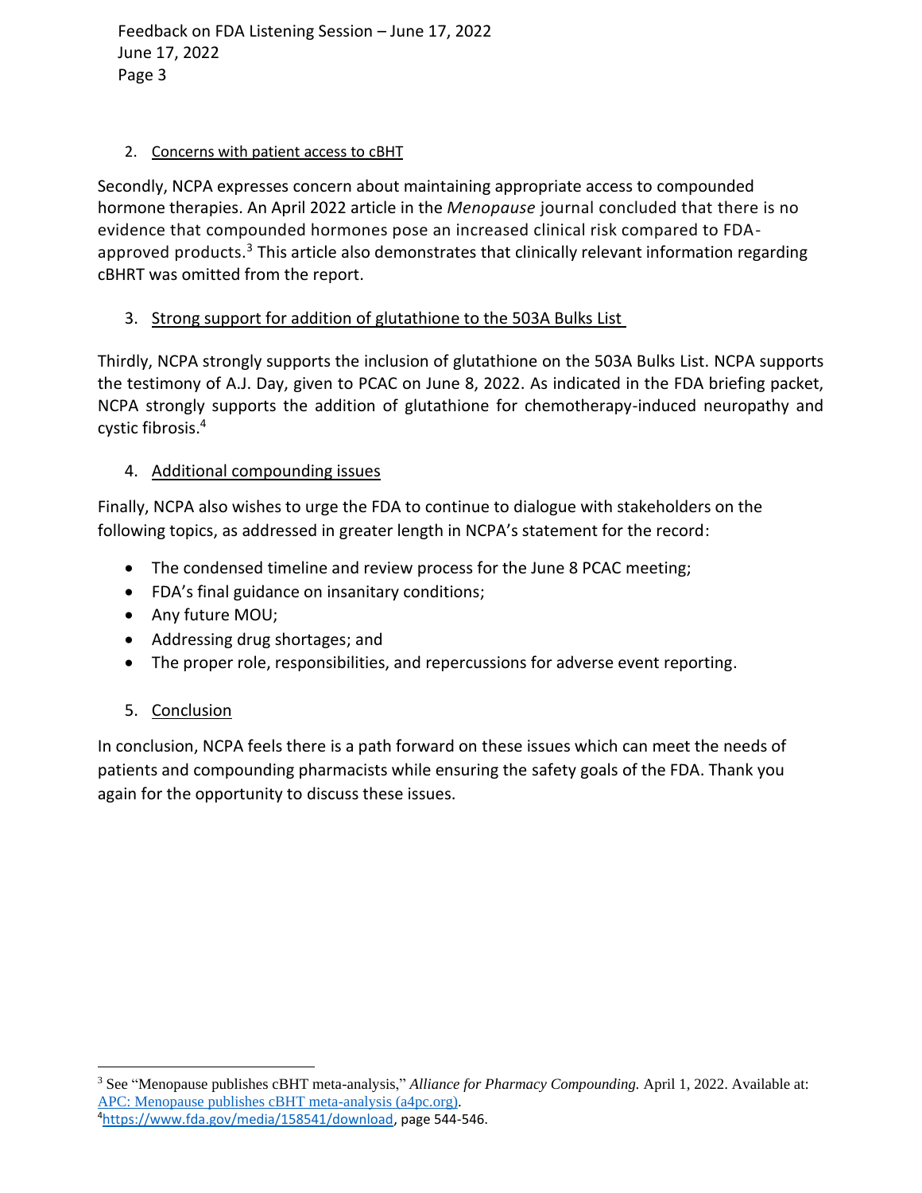2. Concerns with patient access to cBHT

Secondly, NCPA expresses concern about maintaining appropriate access to compounded hormone therapies. An April 2022 article in the *Menopause* journal concluded that there is no evidence that compounded hormones pose an increased clinical risk compared to FDA-approved products.[3] This article also demonstrates that clinically relevant information regarding cBHRT was omitted from the report.

3. Strong support for addition of glutathione to the 503A Bulks List

Thirdly, NCPA strongly supports the inclusion of glutathione on the 503A Bulks List. NCPA supports the testimony of A.J. Day, given to PCAC on June 8, 2022. As indicated in the FDA briefing packet, NCPA strongly supports the addition of glutathione for chemotherapy-induced neuropathy and cystic fibrosis.[4]

4. Additional compounding issues

Finally, NCPA also wishes to urge the FDA to continue to dialogue with stakeholders on the following topics, as addressed in greater length in NCPA's statement for the record:

- The condensed timeline and review process for the June 8 PCAC meeting;
- FDA's final guidance on insanitary conditions;
- Any future MOU;
- Addressing drug shortages; and
- The proper role, responsibilities, and repercussions for adverse event reporting.

5. Conclusion

In conclusion, NCPA feels there is a path forward on these issues which can meet the needs of patients and compounding pharmacists while ensuring the safety goals of the FDA. Thank you again for the opportunity to discuss these issues.

---

[3] See "Menopause publishes cBHT meta-analysis," *Alliance for Pharmacy Compounding.* April 1, 2022. Available at: [APC: Menopause publishes cBHT meta-analysis (a4pc.org)](a4pc.org).

[4] https://www.fda.gov/media/158541/download, page 544-546.